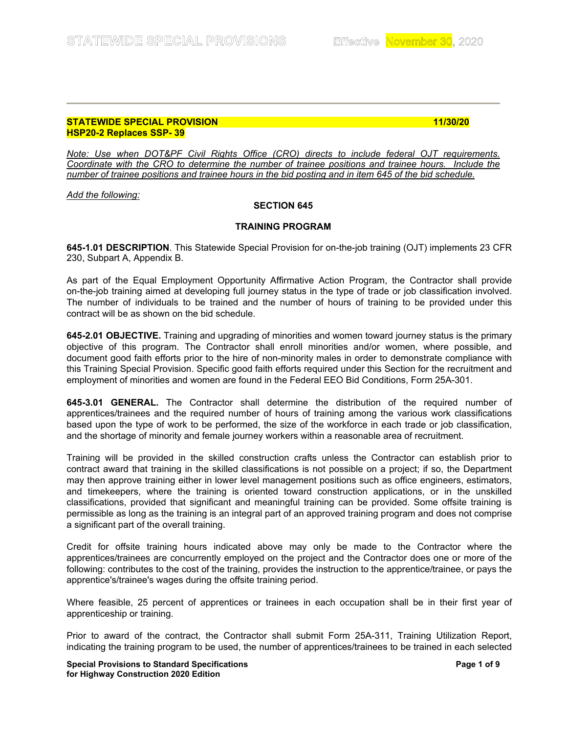**STATEWIDE SPECIAL PROVISION** **11/30/20**
**HSP20-2 Replaces SSP- 39**

*Note: Use when DOT&PF Civil Rights Office (CRO) directs to include federal OJT requirements. Coordinate with the CRO to determine the number of trainee positions and trainee hours. Include the number of trainee positions and trainee hours in the bid posting and in item 645 of the bid schedule.*

*Add the following:*

## SECTION 645

## TRAINING PROGRAM

**645-1.01 DESCRIPTION**. This Statewide Special Provision for on-the-job training (OJT) implements 23 CFR 230, Subpart A, Appendix B.

As part of the Equal Employment Opportunity Affirmative Action Program, the Contractor shall provide on-the-job training aimed at developing full journey status in the type of trade or job classification involved. The number of individuals to be trained and the number of hours of training to be provided under this contract will be as shown on the bid schedule.

**645-2.01 OBJECTIVE.** Training and upgrading of minorities and women toward journey status is the primary objective of this program. The Contractor shall enroll minorities and/or women, where possible, and document good faith efforts prior to the hire of non-minority males in order to demonstrate compliance with this Training Special Provision. Specific good faith efforts required under this Section for the recruitment and employment of minorities and women are found in the Federal EEO Bid Conditions, Form 25A-301.

**645-3.01 GENERAL.** The Contractor shall determine the distribution of the required number of apprentices/trainees and the required number of hours of training among the various work classifications based upon the type of work to be performed, the size of the workforce in each trade or job classification, and the shortage of minority and female journey workers within a reasonable area of recruitment.

Training will be provided in the skilled construction crafts unless the Contractor can establish prior to contract award that training in the skilled classifications is not possible on a project; if so, the Department may then approve training either in lower level management positions such as office engineers, estimators, and timekeepers, where the training is oriented toward construction applications, or in the unskilled classifications, provided that significant and meaningful training can be provided. Some offsite training is permissible as long as the training is an integral part of an approved training program and does not comprise a significant part of the overall training.

Credit for offsite training hours indicated above may only be made to the Contractor where the apprentices/trainees are concurrently employed on the project and the Contractor does one or more of the following: contributes to the cost of the training, provides the instruction to the apprentice/trainee, or pays the apprentice's/trainee's wages during the offsite training period.

Where feasible, 25 percent of apprentices or trainees in each occupation shall be in their first year of apprenticeship or training.

Prior to award of the contract, the Contractor shall submit Form 25A-311, Training Utilization Report, indicating the training program to be used, the number of apprentices/trainees to be trained in each selected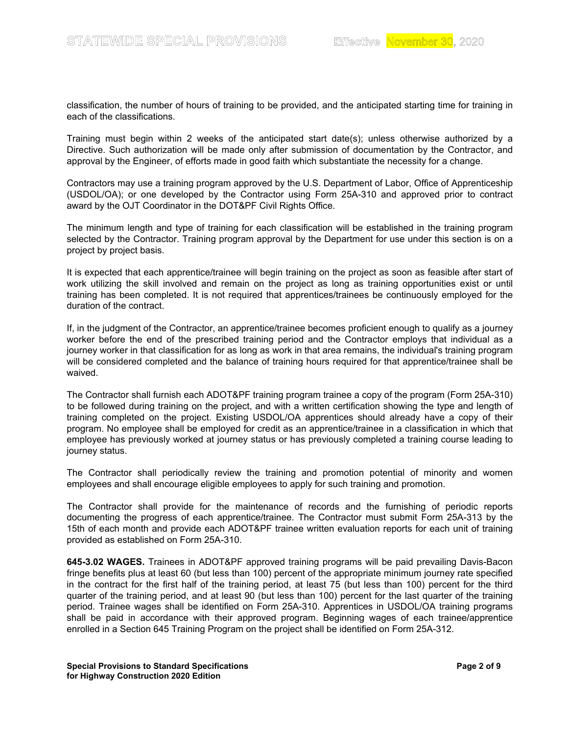classification, the number of hours of training to be provided, and the anticipated starting time for training in each of the classifications.

Training must begin within 2 weeks of the anticipated start date(s); unless otherwise authorized by a Directive. Such authorization will be made only after submission of documentation by the Contractor, and approval by the Engineer, of efforts made in good faith which substantiate the necessity for a change.

Contractors may use a training program approved by the U.S. Department of Labor, Office of Apprenticeship (USDOL/OA); or one developed by the Contractor using Form 25A-310 and approved prior to contract award by the OJT Coordinator in the DOT&PF Civil Rights Office.

The minimum length and type of training for each classification will be established in the training program selected by the Contractor. Training program approval by the Department for use under this section is on a project by project basis.

It is expected that each apprentice/trainee will begin training on the project as soon as feasible after start of work utilizing the skill involved and remain on the project as long as training opportunities exist or until training has been completed. It is not required that apprentices/trainees be continuously employed for the duration of the contract.

If, in the judgment of the Contractor, an apprentice/trainee becomes proficient enough to qualify as a journey worker before the end of the prescribed training period and the Contractor employs that individual as a journey worker in that classification for as long as work in that area remains, the individual's training program will be considered completed and the balance of training hours required for that apprentice/trainee shall be waived.

The Contractor shall furnish each ADOT&PF training program trainee a copy of the program (Form 25A-310) to be followed during training on the project, and with a written certification showing the type and length of training completed on the project. Existing USDOL/OA apprentices should already have a copy of their program. No employee shall be employed for credit as an apprentice/trainee in a classification in which that employee has previously worked at journey status or has previously completed a training course leading to journey status.

The Contractor shall periodically review the training and promotion potential of minority and women employees and shall encourage eligible employees to apply for such training and promotion.

The Contractor shall provide for the maintenance of records and the furnishing of periodic reports documenting the progress of each apprentice/trainee. The Contractor must submit Form 25A-313 by the 15th of each month and provide each ADOT&PF trainee written evaluation reports for each unit of training provided as established on Form 25A-310.

**645-3.02 WAGES.** Trainees in ADOT&PF approved training programs will be paid prevailing Davis-Bacon fringe benefits plus at least 60 (but less than 100) percent of the appropriate minimum journey rate specified in the contract for the first half of the training period, at least 75 (but less than 100) percent for the third quarter of the training period, and at least 90 (but less than 100) percent for the last quarter of the training period. Trainee wages shall be identified on Form 25A-310. Apprentices in USDOL/OA training programs shall be paid in accordance with their approved program. Beginning wages of each trainee/apprentice enrolled in a Section 645 Training Program on the project shall be identified on Form 25A-312.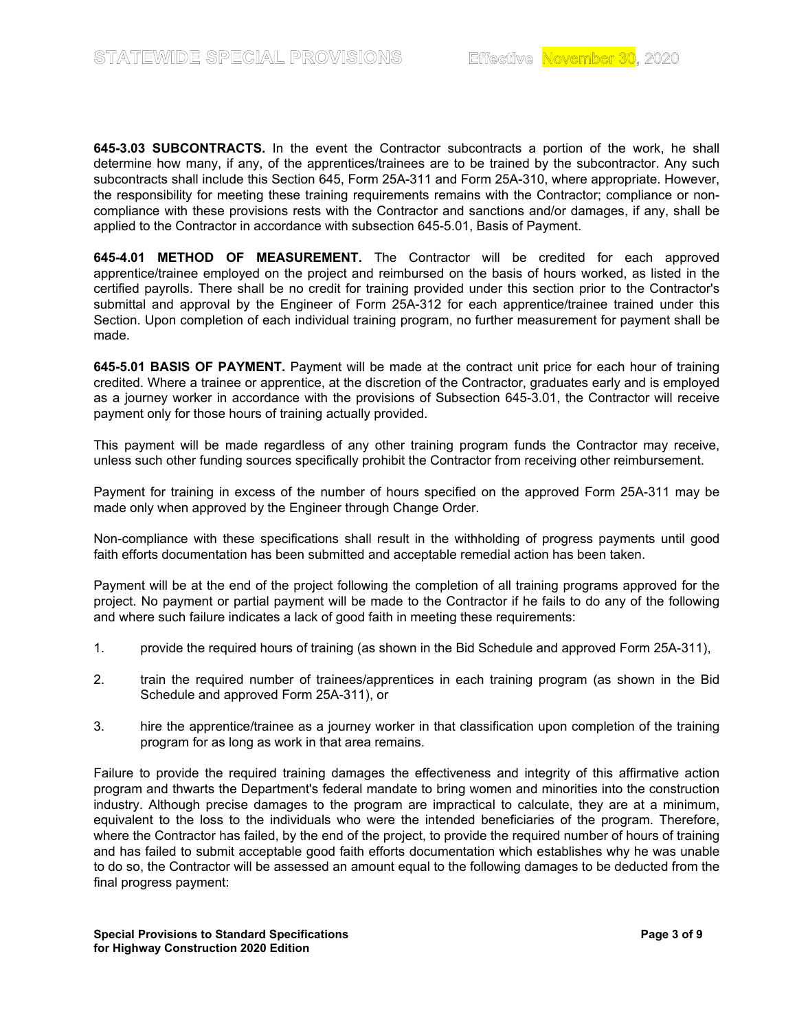**645-3.03 SUBCONTRACTS.** In the event the Contractor subcontracts a portion of the work, he shall determine how many, if any, of the apprentices/trainees are to be trained by the subcontractor. Any such subcontracts shall include this Section 645, Form 25A-311 and Form 25A-310, where appropriate. However, the responsibility for meeting these training requirements remains with the Contractor; compliance or non-compliance with these provisions rests with the Contractor and sanctions and/or damages, if any, shall be applied to the Contractor in accordance with subsection 645-5.01, Basis of Payment.

**645-4.01 METHOD OF MEASUREMENT.** The Contractor will be credited for each approved apprentice/trainee employed on the project and reimbursed on the basis of hours worked, as listed in the certified payrolls. There shall be no credit for training provided under this section prior to the Contractor's submittal and approval by the Engineer of Form 25A-312 for each apprentice/trainee trained under this Section. Upon completion of each individual training program, no further measurement for payment shall be made.

**645-5.01 BASIS OF PAYMENT.** Payment will be made at the contract unit price for each hour of training credited. Where a trainee or apprentice, at the discretion of the Contractor, graduates early and is employed as a journey worker in accordance with the provisions of Subsection 645-3.01, the Contractor will receive payment only for those hours of training actually provided.

This payment will be made regardless of any other training program funds the Contractor may receive, unless such other funding sources specifically prohibit the Contractor from receiving other reimbursement.

Payment for training in excess of the number of hours specified on the approved Form 25A-311 may be made only when approved by the Engineer through Change Order.

Non-compliance with these specifications shall result in the withholding of progress payments until good faith efforts documentation has been submitted and acceptable remedial action has been taken.

Payment will be at the end of the project following the completion of all training programs approved for the project. No payment or partial payment will be made to the Contractor if he fails to do any of the following and where such failure indicates a lack of good faith in meeting these requirements:

1. provide the required hours of training (as shown in the Bid Schedule and approved Form 25A-311),

2. train the required number of trainees/apprentices in each training program (as shown in the Bid Schedule and approved Form 25A-311), or

3. hire the apprentice/trainee as a journey worker in that classification upon completion of the training program for as long as work in that area remains.

Failure to provide the required training damages the effectiveness and integrity of this affirmative action program and thwarts the Department's federal mandate to bring women and minorities into the construction industry. Although precise damages to the program are impractical to calculate, they are at a minimum, equivalent to the loss to the individuals who were the intended beneficiaries of the program. Therefore, where the Contractor has failed, by the end of the project, to provide the required number of hours of training and has failed to submit acceptable good faith efforts documentation which establishes why he was unable to do so, the Contractor will be assessed an amount equal to the following damages to be deducted from the final progress payment: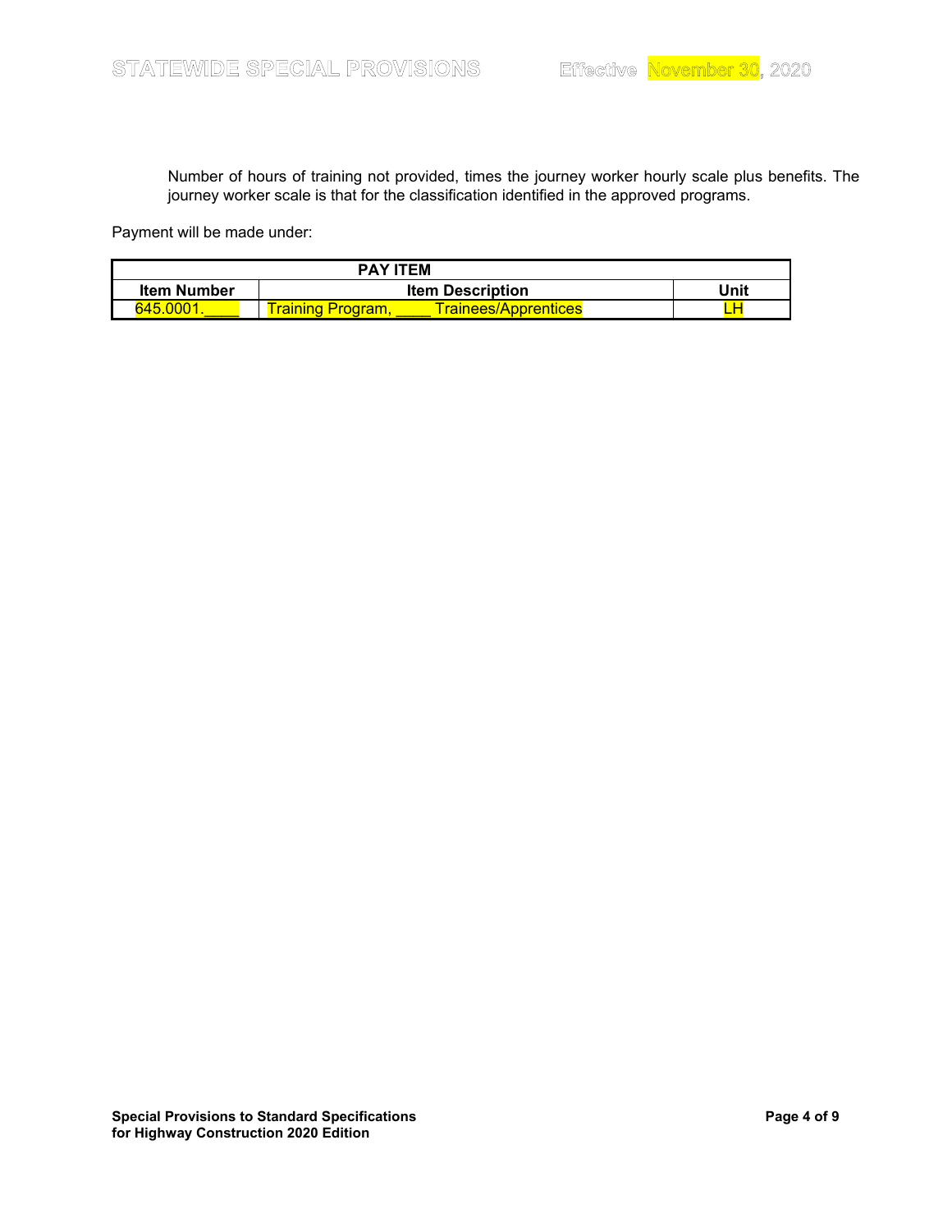Number of hours of training not provided, times the journey worker hourly scale plus benefits. The journey worker scale is that for the classification identified in the approved programs.

Payment will be made under:

| PAY ITEM | | |
|---|---|---|
| **Item Number** | **Item Description** | **Unit** |
| 645.0001.____ | Training Program, ____ Trainees/Apprentices | LH |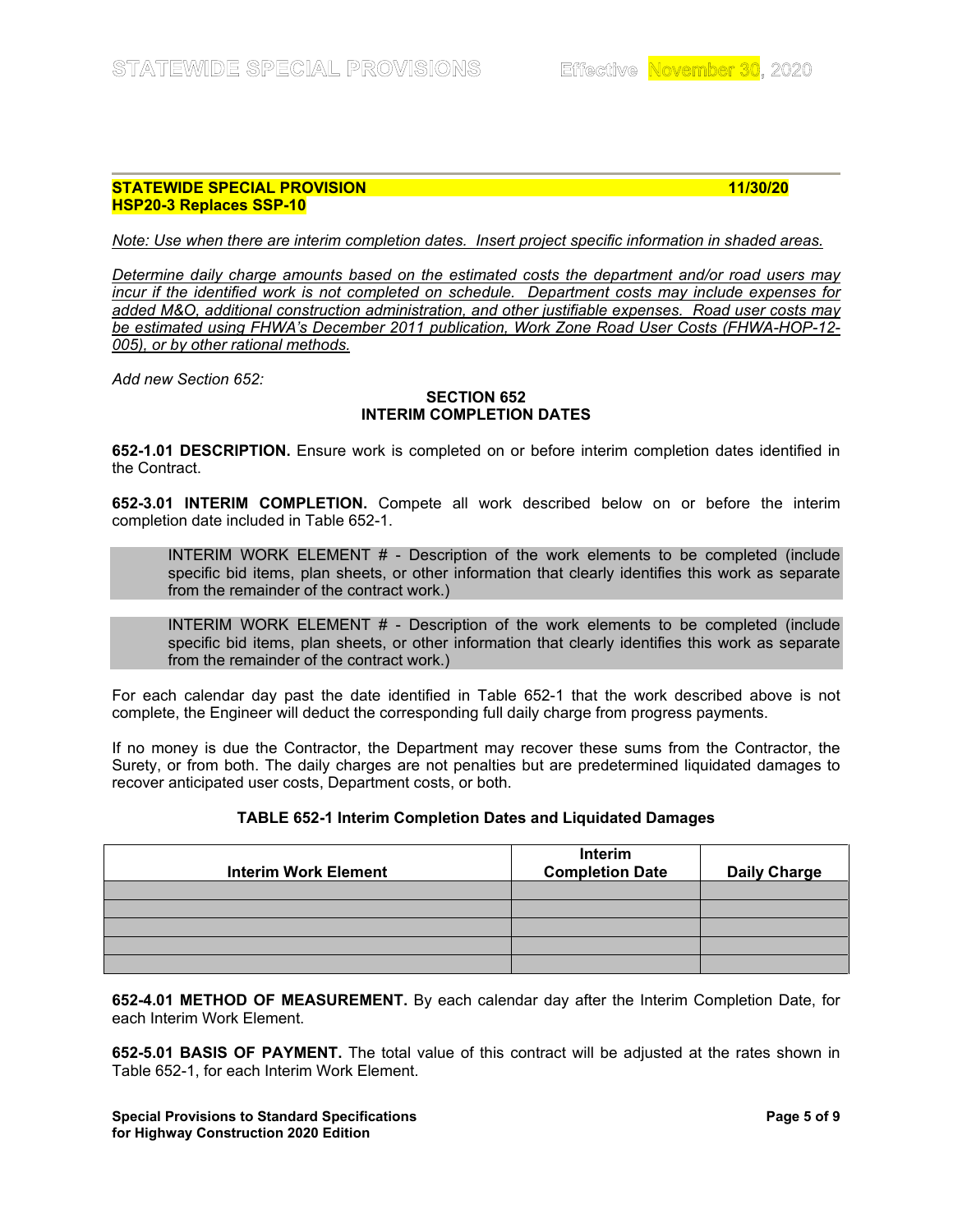**STATEWIDE SPECIAL PROVISION** **11/30/20**
**HSP20-3 Replaces SSP-10**

*Note: Use when there are interim completion dates. Insert project specific information in shaded areas.*

*Determine daily charge amounts based on the estimated costs the department and/or road users may incur if the identified work is not completed on schedule. Department costs may include expenses for added M&O, additional construction administration, and other justifiable expenses. Road user costs may be estimated using FHWA's December 2011 publication, Work Zone Road User Costs (FHWA-HOP-12-005), or by other rational methods.*

*Add new Section 652:*

## SECTION 652
## INTERIM COMPLETION DATES

**652-1.01 DESCRIPTION.** Ensure work is completed on or before interim completion dates identified in the Contract.

**652-3.01 INTERIM COMPLETION.** Compete all work described below on or before the interim completion date included in Table 652-1.

> INTERIM WORK ELEMENT # - Description of the work elements to be completed (include specific bid items, plan sheets, or other information that clearly identifies this work as separate from the remainder of the contract work.)

> INTERIM WORK ELEMENT # - Description of the work elements to be completed (include specific bid items, plan sheets, or other information that clearly identifies this work as separate from the remainder of the contract work.)

For each calendar day past the date identified in Table 652-1 that the work described above is not complete, the Engineer will deduct the corresponding full daily charge from progress payments.

If no money is due the Contractor, the Department may recover these sums from the Contractor, the Surety, or from both. The daily charges are not penalties but are predetermined liquidated damages to recover anticipated user costs, Department costs, or both.

**TABLE 652-1 Interim Completion Dates and Liquidated Damages**

| Interim Work Element | Interim Completion Date | Daily Charge |
|---|---|---|
| | | |
| | | |
| | | |
| | | |
| | | |

**652-4.01 METHOD OF MEASUREMENT.** By each calendar day after the Interim Completion Date, for each Interim Work Element.

**652-5.01 BASIS OF PAYMENT.** The total value of this contract will be adjusted at the rates shown in Table 652-1, for each Interim Work Element.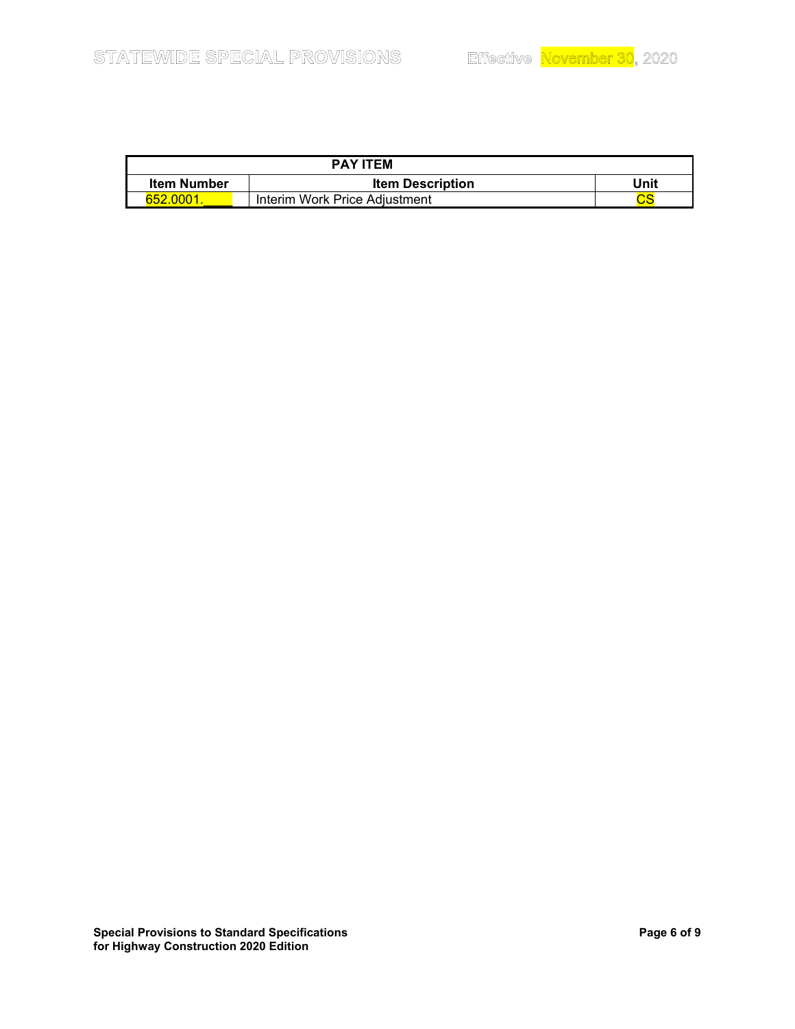| PAY ITEM | | |
|---|---|---|
| Item Number | Item Description | Unit |
| 652.0001.____ | Interim Work Price Adjustment | CS |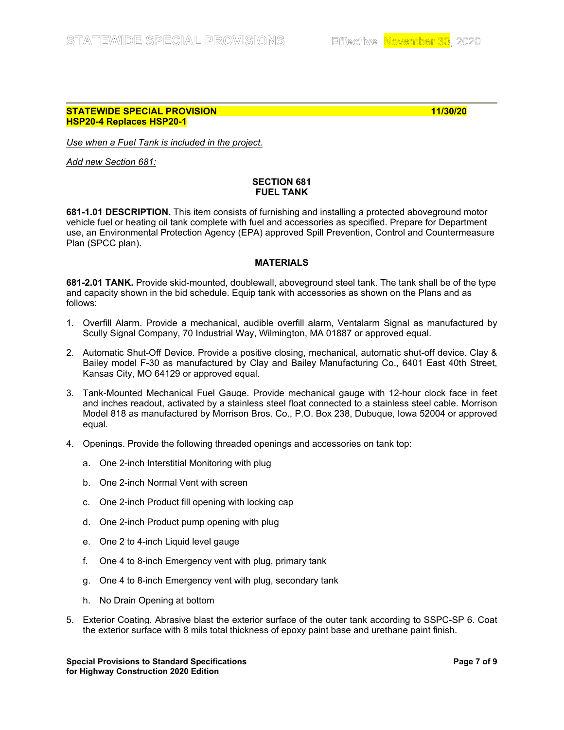**STATEWIDE SPECIAL PROVISION** **11/30/20**
**HSP20-4 Replaces HSP20-1**

*Use when a Fuel Tank is included in the project.*

*Add new Section 681:*

## SECTION 681
## FUEL TANK

**681-1.01 DESCRIPTION.** This item consists of furnishing and installing a protected aboveground motor vehicle fuel or heating oil tank complete with fuel and accessories as specified. Prepare for Department use, an Environmental Protection Agency (EPA) approved Spill Prevention, Control and Countermeasure Plan (SPCC plan).

### MATERIALS

**681-2.01 TANK.** Provide skid-mounted, doublewall, aboveground steel tank. The tank shall be of the type and capacity shown in the bid schedule. Equip tank with accessories as shown on the Plans and as follows:

1. Overfill Alarm. Provide a mechanical, audible overfill alarm, Ventalarm Signal as manufactured by Scully Signal Company, 70 Industrial Way, Wilmington, MA 01887 or approved equal.

2. Automatic Shut-Off Device. Provide a positive closing, mechanical, automatic shut-off device. Clay & Bailey model F-30 as manufactured by Clay and Bailey Manufacturing Co., 6401 East 40th Street, Kansas City, MO 64129 or approved equal.

3. Tank-Mounted Mechanical Fuel Gauge. Provide mechanical gauge with 12-hour clock face in feet and inches readout, activated by a stainless steel float connected to a stainless steel cable. Morrison Model 818 as manufactured by Morrison Bros. Co., P.O. Box 238, Dubuque, Iowa 52004 or approved equal.

4. Openings. Provide the following threaded openings and accessories on tank top:

   a. One 2-inch Interstitial Monitoring with plug

   b. One 2-inch Normal Vent with screen

   c. One 2-inch Product fill opening with locking cap

   d. One 2-inch Product pump opening with plug

   e. One 2 to 4-inch Liquid level gauge

   f. One 4 to 8-inch Emergency vent with plug, primary tank

   g. One 4 to 8-inch Emergency vent with plug, secondary tank

   h. No Drain Opening at bottom

5. Exterior Coating. Abrasive blast the exterior surface of the outer tank according to SSPC-SP 6. Coat the exterior surface with 8 mils total thickness of epoxy paint base and urethane paint finish.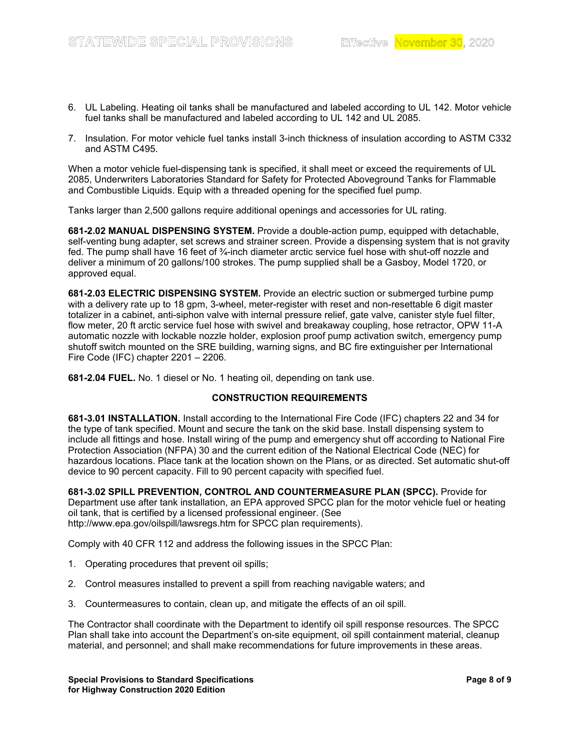6. UL Labeling. Heating oil tanks shall be manufactured and labeled according to UL 142. Motor vehicle fuel tanks shall be manufactured and labeled according to UL 142 and UL 2085.

7. Insulation. For motor vehicle fuel tanks install 3-inch thickness of insulation according to ASTM C332 and ASTM C495.

When a motor vehicle fuel-dispensing tank is specified, it shall meet or exceed the requirements of UL 2085, Underwriters Laboratories Standard for Safety for Protected Aboveground Tanks for Flammable and Combustible Liquids. Equip with a threaded opening for the specified fuel pump.

Tanks larger than 2,500 gallons require additional openings and accessories for UL rating.

**681-2.02 MANUAL DISPENSING SYSTEM.** Provide a double-action pump, equipped with detachable, self-venting bung adapter, set screws and strainer screen. Provide a dispensing system that is not gravity fed. The pump shall have 16 feet of ¾-inch diameter arctic service fuel hose with shut-off nozzle and deliver a minimum of 20 gallons/100 strokes. The pump supplied shall be a Gasboy, Model 1720, or approved equal.

**681-2.03 ELECTRIC DISPENSING SYSTEM.** Provide an electric suction or submerged turbine pump with a delivery rate up to 18 gpm, 3-wheel, meter-register with reset and non-resettable 6 digit master totalizer in a cabinet, anti-siphon valve with internal pressure relief, gate valve, canister style fuel filter, flow meter, 20 ft arctic service fuel hose with swivel and breakaway coupling, hose retractor, OPW 11-A automatic nozzle with lockable nozzle holder, explosion proof pump activation switch, emergency pump shutoff switch mounted on the SRE building, warning signs, and BC fire extinguisher per International Fire Code (IFC) chapter 2201 – 2206.

**681-2.04 FUEL.** No. 1 diesel or No. 1 heating oil, depending on tank use.

## CONSTRUCTION REQUIREMENTS

**681-3.01 INSTALLATION.** Install according to the International Fire Code (IFC) chapters 22 and 34 for the type of tank specified. Mount and secure the tank on the skid base. Install dispensing system to include all fittings and hose. Install wiring of the pump and emergency shut off according to National Fire Protection Association (NFPA) 30 and the current edition of the National Electrical Code (NEC) for hazardous locations. Place tank at the location shown on the Plans, or as directed. Set automatic shut-off device to 90 percent capacity. Fill to 90 percent capacity with specified fuel.

**681-3.02 SPILL PREVENTION, CONTROL AND COUNTERMEASURE PLAN (SPCC).** Provide for Department use after tank installation, an EPA approved SPCC plan for the motor vehicle fuel or heating oil tank, that is certified by a licensed professional engineer. (See http://www.epa.gov/oilspill/lawsregs.htm for SPCC plan requirements).

Comply with 40 CFR 112 and address the following issues in the SPCC Plan:

1. Operating procedures that prevent oil spills;

2. Control measures installed to prevent a spill from reaching navigable waters; and

3. Countermeasures to contain, clean up, and mitigate the effects of an oil spill.

The Contractor shall coordinate with the Department to identify oil spill response resources. The SPCC Plan shall take into account the Department's on-site equipment, oil spill containment material, cleanup material, and personnel; and shall make recommendations for future improvements in these areas.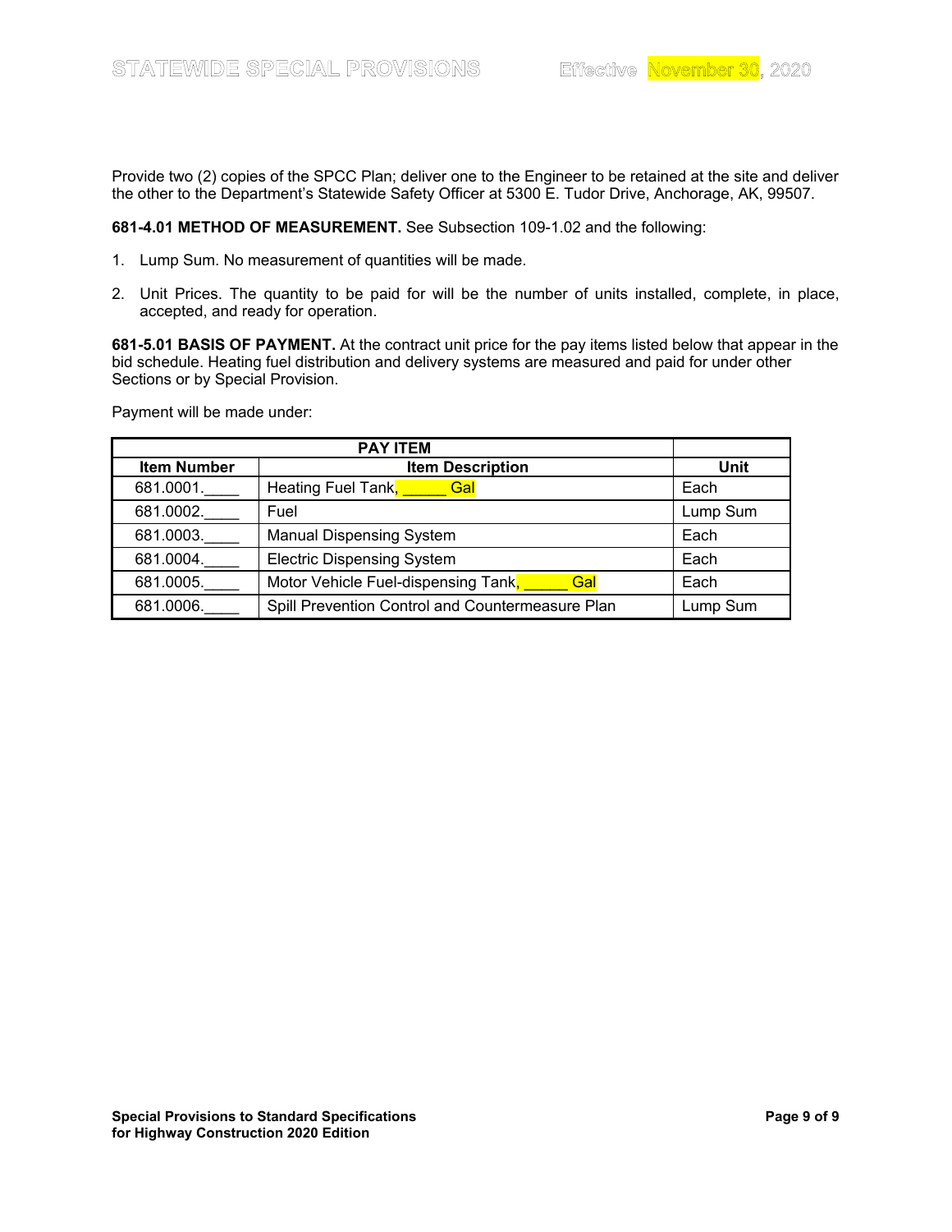Provide two (2) copies of the SPCC Plan; deliver one to the Engineer to be retained at the site and deliver the other to the Department's Statewide Safety Officer at 5300 E. Tudor Drive, Anchorage, AK, 99507.

**681-4.01 METHOD OF MEASUREMENT.** See Subsection 109-1.02 and the following:

1. Lump Sum. No measurement of quantities will be made.
2. Unit Prices. The quantity to be paid for will be the number of units installed, complete, in place, accepted, and ready for operation.

**681-5.01 BASIS OF PAYMENT.** At the contract unit price for the pay items listed below that appear in the bid schedule. Heating fuel distribution and delivery systems are measured and paid for under other Sections or by Special Provision.

Payment will be made under:

| PAY ITEM | | |
|---|---|---|
| **Item Number** | **Item Description** | **Unit** |
| 681.0001.____ | Heating Fuel Tank, _____ Gal | Each |
| 681.0002.____ | Fuel | Lump Sum |
| 681.0003.____ | Manual Dispensing System | Each |
| 681.0004.____ | Electric Dispensing System | Each |
| 681.0005.____ | Motor Vehicle Fuel-dispensing Tank, _____ Gal | Each |
| 681.0006.____ | Spill Prevention Control and Countermeasure Plan | Lump Sum |